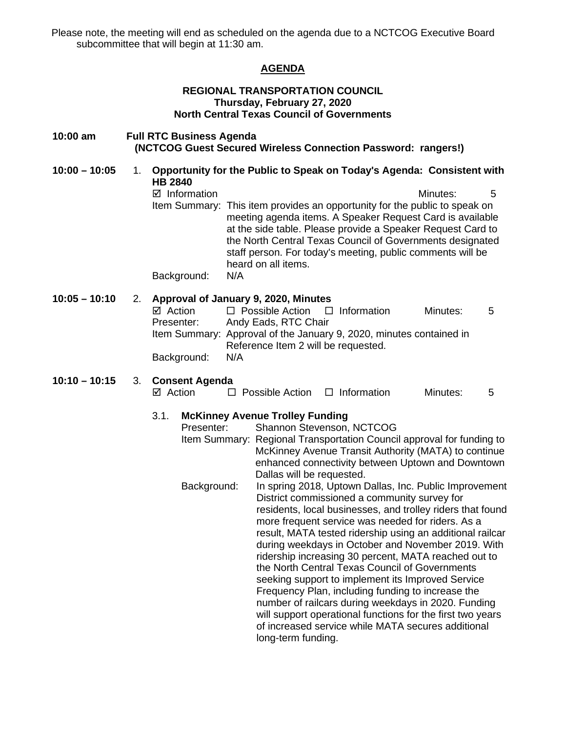Please note, the meeting will end as scheduled on the agenda due to a NCTCOG Executive Board subcommittee that will begin at 11:30 am.

# AGENDA

## REGIONAL TRANSPORTATION COUNCIL
**Thursday, February 27, 2020**
**North Central Texas Council of Governments**

**10:00 am** **Full RTC Business Agenda**
**(NCTCOG Guest Secured Wireless Connection Password: rangers!)**

**10:00 – 10:05** 1. **Opportunity for the Public to Speak on Today's Agenda: Consistent with HB 2840**

☑ Information Minutes: 5

Item Summary: This item provides an opportunity for the public to speak on meeting agenda items. A Speaker Request Card is available at the side table. Please provide a Speaker Request Card to the North Central Texas Council of Governments designated staff person. For today's meeting, public comments will be heard on all items.

Background: N/A

**10:05 – 10:10** 2. **Approval of January 9, 2020, Minutes**

☑ Action ☐ Possible Action ☐ Information Minutes: 5

Presenter: Andy Eads, RTC Chair

Item Summary: Approval of the January 9, 2020, minutes contained in Reference Item 2 will be requested.

Background: N/A

**10:10 – 10:15** 3. **Consent Agenda**

☑ Action ☐ Possible Action ☐ Information Minutes: 5

3.1. **McKinney Avenue Trolley Funding**

Presenter: Shannon Stevenson, NCTCOG

Item Summary: Regional Transportation Council approval for funding to McKinney Avenue Transit Authority (MATA) to continue enhanced connectivity between Uptown and Downtown Dallas will be requested.

Background: In spring 2018, Uptown Dallas, Inc. Public Improvement District commissioned a community survey for residents, local businesses, and trolley riders that found more frequent service was needed for riders. As a result, MATA tested ridership using an additional railcar during weekdays in October and November 2019. With ridership increasing 30 percent, MATA reached out to the North Central Texas Council of Governments seeking support to implement its Improved Service Frequency Plan, including funding to increase the number of railcars during weekdays in 2020. Funding will support operational functions for the first two years of increased service while MATA secures additional long-term funding.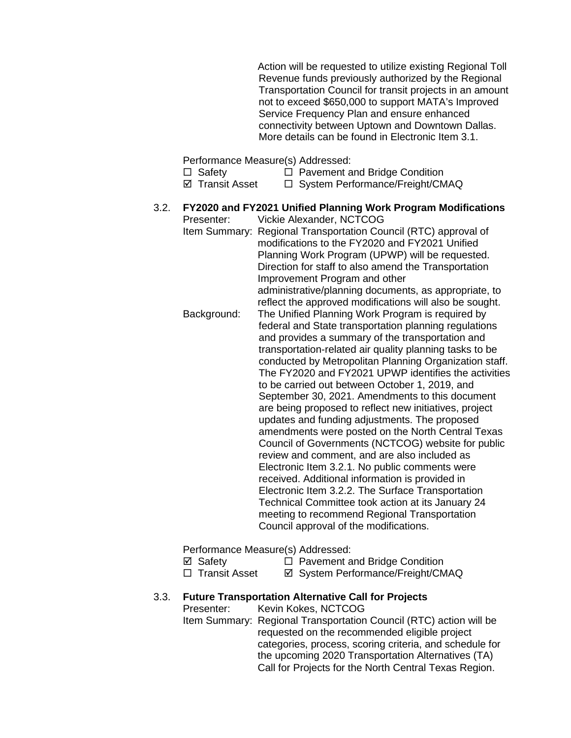Action will be requested to utilize existing Regional Toll Revenue funds previously authorized by the Regional Transportation Council for transit projects in an amount not to exceed $650,000 to support MATA's Improved Service Frequency Plan and ensure enhanced connectivity between Uptown and Downtown Dallas. More details can be found in Electronic Item 3.1.

Performance Measure(s) Addressed:

☐ Safety ☐ Pavement and Bridge Condition
☑ Transit Asset ☐ System Performance/Freight/CMAQ

3.2. **FY2020 and FY2021 Unified Planning Work Program Modifications**

Presenter: Vickie Alexander, NCTCOG

Item Summary: Regional Transportation Council (RTC) approval of modifications to the FY2020 and FY2021 Unified Planning Work Program (UPWP) will be requested. Direction for staff to also amend the Transportation Improvement Program and other administrative/planning documents, as appropriate, to reflect the approved modifications will also be sought.

Background: The Unified Planning Work Program is required by federal and State transportation planning regulations and provides a summary of the transportation and transportation-related air quality planning tasks to be conducted by Metropolitan Planning Organization staff. The FY2020 and FY2021 UPWP identifies the activities to be carried out between October 1, 2019, and September 30, 2021. Amendments to this document are being proposed to reflect new initiatives, project updates and funding adjustments. The proposed amendments were posted on the North Central Texas Council of Governments (NCTCOG) website for public review and comment, and are also included as Electronic Item 3.2.1. No public comments were received. Additional information is provided in Electronic Item 3.2.2. The Surface Transportation Technical Committee took action at its January 24 meeting to recommend Regional Transportation Council approval of the modifications.

Performance Measure(s) Addressed:

☑ Safety ☐ Pavement and Bridge Condition
☐ Transit Asset ☑ System Performance/Freight/CMAQ

3.3. **Future Transportation Alternative Call for Projects**

Presenter: Kevin Kokes, NCTCOG

Item Summary: Regional Transportation Council (RTC) action will be requested on the recommended eligible project categories, process, scoring criteria, and schedule for the upcoming 2020 Transportation Alternatives (TA) Call for Projects for the North Central Texas Region.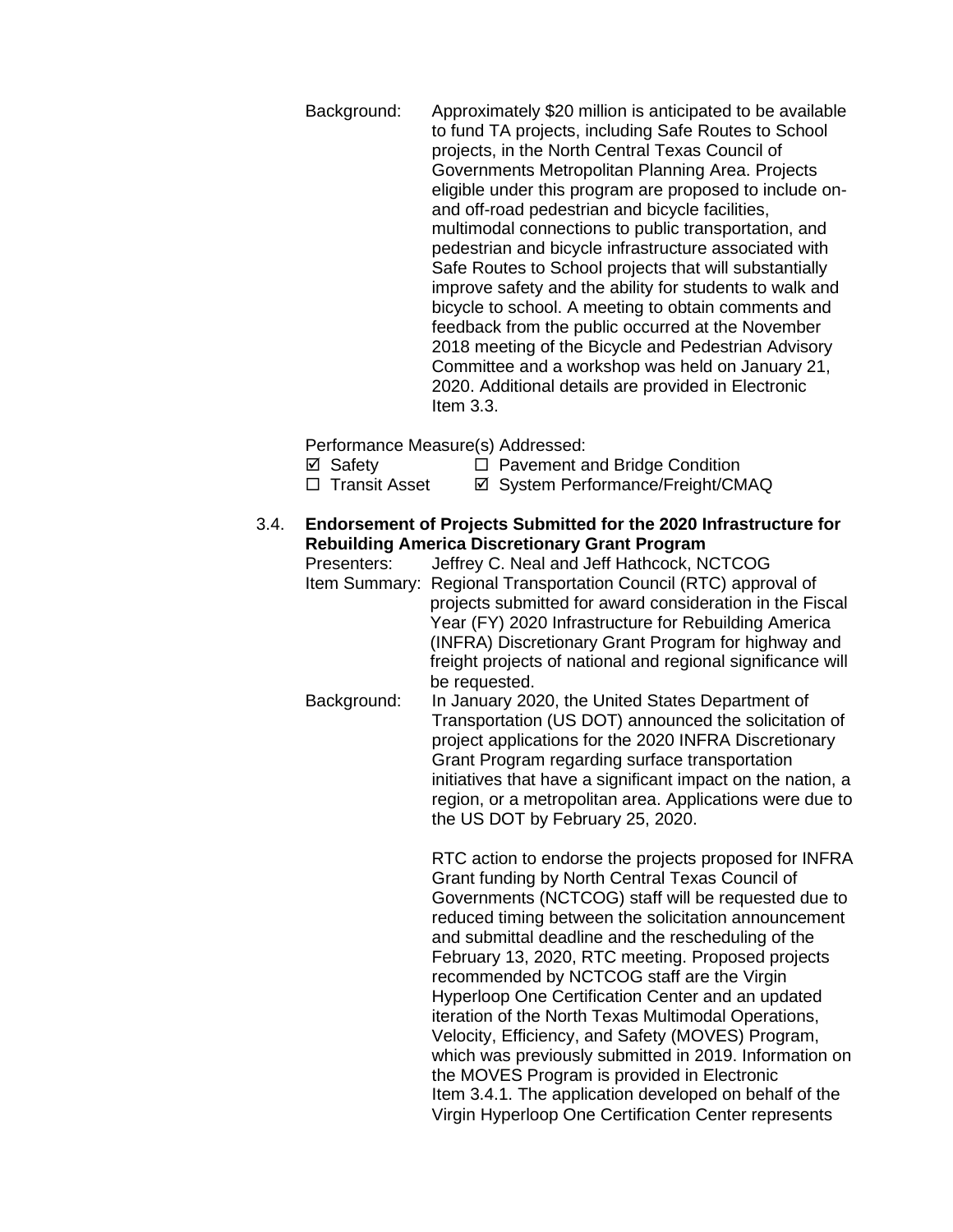Background: Approximately $20 million is anticipated to be available to fund TA projects, including Safe Routes to School projects, in the North Central Texas Council of Governments Metropolitan Planning Area. Projects eligible under this program are proposed to include on- and off-road pedestrian and bicycle facilities, multimodal connections to public transportation, and pedestrian and bicycle infrastructure associated with Safe Routes to School projects that will substantially improve safety and the ability for students to walk and bicycle to school. A meeting to obtain comments and feedback from the public occurred at the November 2018 meeting of the Bicycle and Pedestrian Advisory Committee and a workshop was held on January 21, 2020. Additional details are provided in Electronic Item 3.3.

Performance Measure(s) Addressed:

☑ Safety ☐ Pavement and Bridge Condition
☐ Transit Asset ☑ System Performance/Freight/CMAQ

3.4. **Endorsement of Projects Submitted for the 2020 Infrastructure for Rebuilding America Discretionary Grant Program**

Presenters: Jeffrey C. Neal and Jeff Hathcock, NCTCOG

Item Summary: Regional Transportation Council (RTC) approval of projects submitted for award consideration in the Fiscal Year (FY) 2020 Infrastructure for Rebuilding America (INFRA) Discretionary Grant Program for highway and freight projects of national and regional significance will be requested.

Background: In January 2020, the United States Department of Transportation (US DOT) announced the solicitation of project applications for the 2020 INFRA Discretionary Grant Program regarding surface transportation initiatives that have a significant impact on the nation, a region, or a metropolitan area. Applications were due to the US DOT by February 25, 2020.

RTC action to endorse the projects proposed for INFRA Grant funding by North Central Texas Council of Governments (NCTCOG) staff will be requested due to reduced timing between the solicitation announcement and submittal deadline and the rescheduling of the February 13, 2020, RTC meeting. Proposed projects recommended by NCTCOG staff are the Virgin Hyperloop One Certification Center and an updated iteration of the North Texas Multimodal Operations, Velocity, Efficiency, and Safety (MOVES) Program, which was previously submitted in 2019. Information on the MOVES Program is provided in Electronic Item 3.4.1. The application developed on behalf of the Virgin Hyperloop One Certification Center represents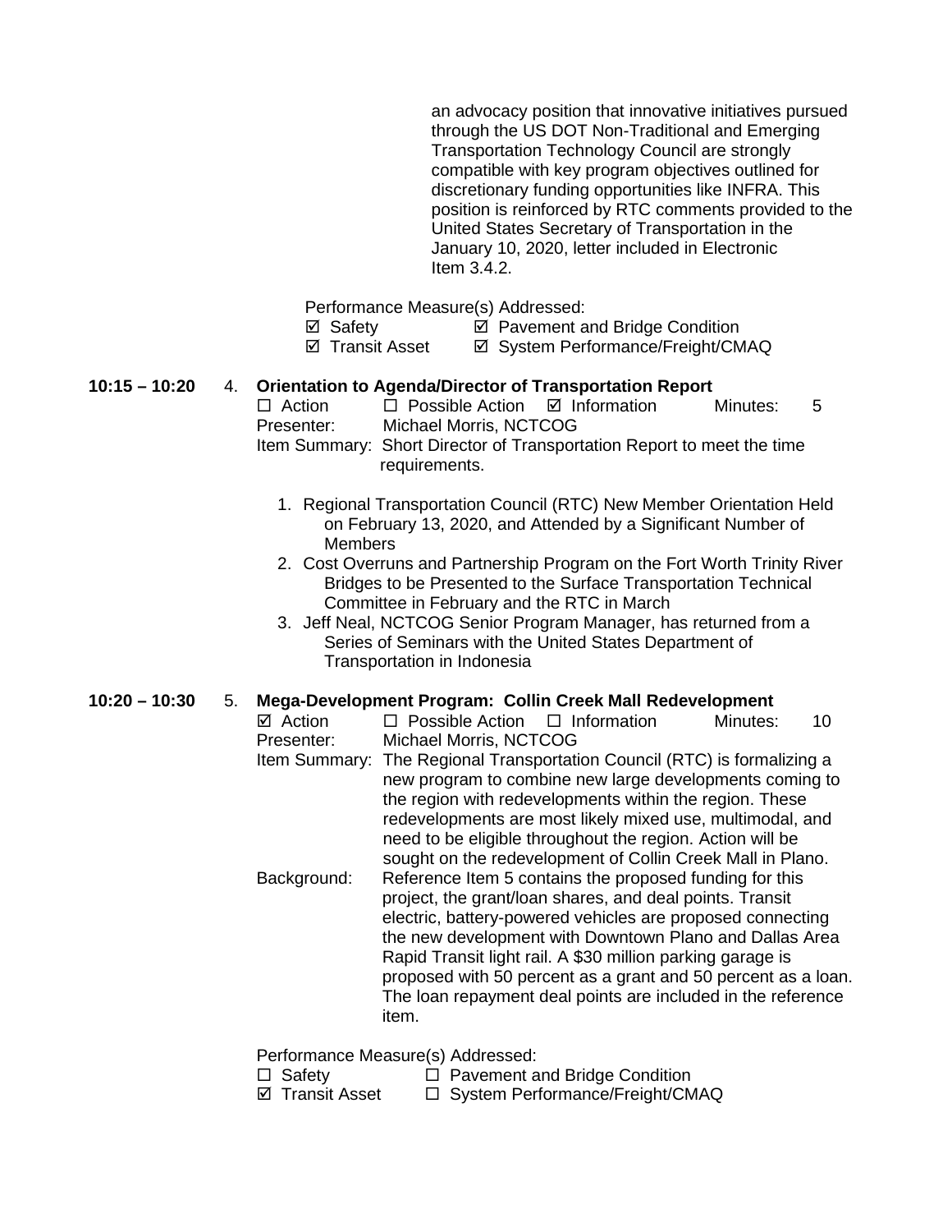an advocacy position that innovative initiatives pursued through the US DOT Non-Traditional and Emerging Transportation Technology Council are strongly compatible with key program objectives outlined for discretionary funding opportunities like INFRA. This position is reinforced by RTC comments provided to the United States Secretary of Transportation in the January 10, 2020, letter included in Electronic Item 3.4.2.

Performance Measure(s) Addressed:
☑ Safety ☑ Pavement and Bridge Condition
☑ Transit Asset ☑ System Performance/Freight/CMAQ

**10:15 – 10:20** 4. **Orientation to Agenda/Director of Transportation Report**

☐ Action ☐ Possible Action ☑ Information Minutes: 5

Presenter: Michael Morris, NCTCOG

Item Summary: Short Director of Transportation Report to meet the time requirements.

1. Regional Transportation Council (RTC) New Member Orientation Held on February 13, 2020, and Attended by a Significant Number of Members
2. Cost Overruns and Partnership Program on the Fort Worth Trinity River Bridges to be Presented to the Surface Transportation Technical Committee in February and the RTC in March
3. Jeff Neal, NCTCOG Senior Program Manager, has returned from a Series of Seminars with the United States Department of Transportation in Indonesia

**10:20 – 10:30** 5. **Mega-Development Program: Collin Creek Mall Redevelopment**

☑ Action ☐ Possible Action ☐ Information Minutes: 10

Presenter: Michael Morris, NCTCOG

Item Summary: The Regional Transportation Council (RTC) is formalizing a new program to combine new large developments coming to the region with redevelopments within the region. These redevelopments are most likely mixed use, multimodal, and need to be eligible throughout the region. Action will be sought on the redevelopment of Collin Creek Mall in Plano.

Background: Reference Item 5 contains the proposed funding for this project, the grant/loan shares, and deal points. Transit electric, battery-powered vehicles are proposed connecting the new development with Downtown Plano and Dallas Area Rapid Transit light rail. A $30 million parking garage is proposed with 50 percent as a grant and 50 percent as a loan. The loan repayment deal points are included in the reference item.

Performance Measure(s) Addressed:
☐ Safety ☐ Pavement and Bridge Condition
☑ Transit Asset ☐ System Performance/Freight/CMAQ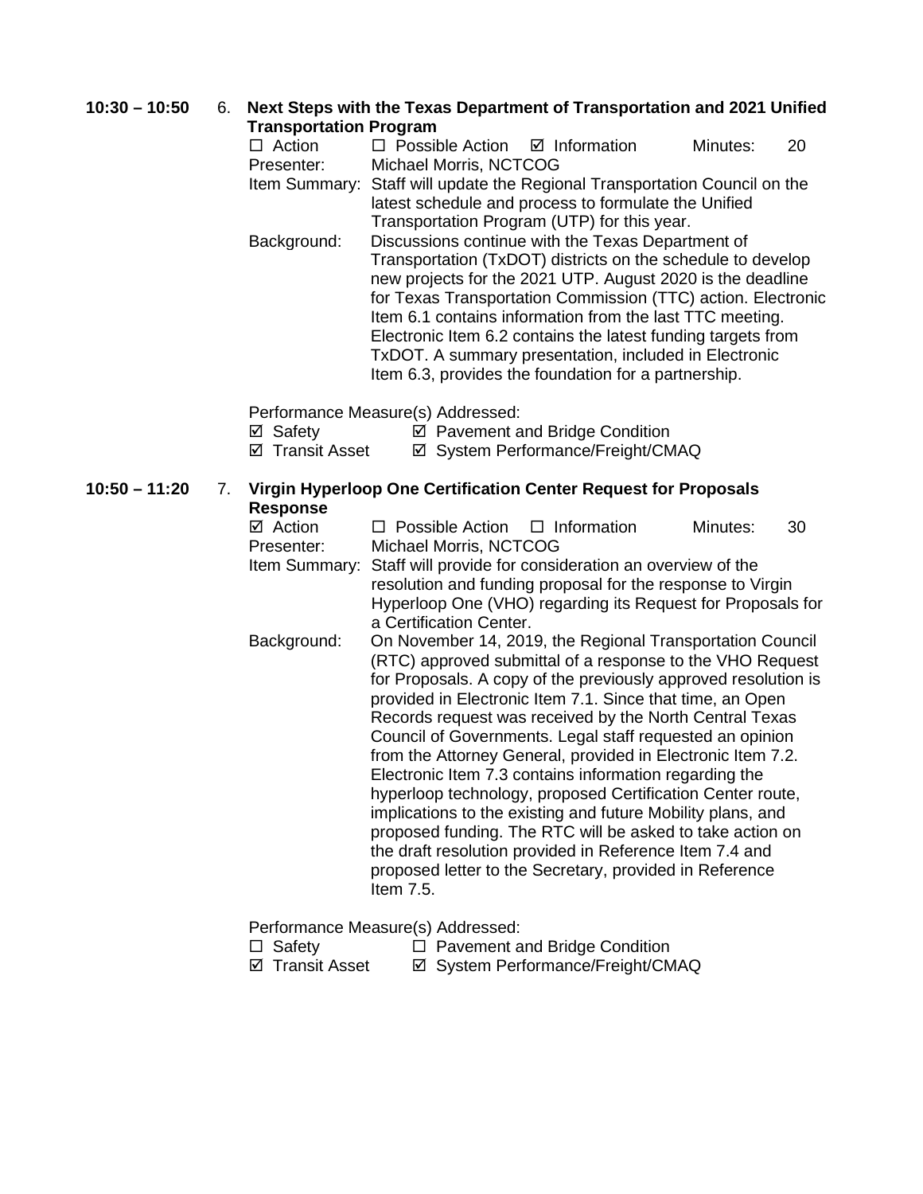**10:30 – 10:50** 6. **Next Steps with the Texas Department of Transportation and 2021 Unified Transportation Program**

☐ Action ☐ Possible Action ☑ Information Minutes: 20

Presenter: Michael Morris, NCTCOG

Item Summary: Staff will update the Regional Transportation Council on the latest schedule and process to formulate the Unified Transportation Program (UTP) for this year.

Background: Discussions continue with the Texas Department of Transportation (TxDOT) districts on the schedule to develop new projects for the 2021 UTP. August 2020 is the deadline for Texas Transportation Commission (TTC) action. Electronic Item 6.1 contains information from the last TTC meeting. Electronic Item 6.2 contains the latest funding targets from TxDOT. A summary presentation, included in Electronic Item 6.3, provides the foundation for a partnership.

Performance Measure(s) Addressed:

☑ Safety ☑ Pavement and Bridge Condition

☑ Transit Asset ☑ System Performance/Freight/CMAQ

**10:50 – 11:20** 7. **Virgin Hyperloop One Certification Center Request for Proposals Response**

☑ Action ☐ Possible Action ☐ Information Minutes: 30

Presenter: Michael Morris, NCTCOG

Item Summary: Staff will provide for consideration an overview of the resolution and funding proposal for the response to Virgin Hyperloop One (VHO) regarding its Request for Proposals for a Certification Center.

Background: On November 14, 2019, the Regional Transportation Council (RTC) approved submittal of a response to the VHO Request for Proposals. A copy of the previously approved resolution is provided in Electronic Item 7.1. Since that time, an Open Records request was received by the North Central Texas Council of Governments. Legal staff requested an opinion from the Attorney General, provided in Electronic Item 7.2. Electronic Item 7.3 contains information regarding the hyperloop technology, proposed Certification Center route, implications to the existing and future Mobility plans, and proposed funding. The RTC will be asked to take action on the draft resolution provided in Reference Item 7.4 and proposed letter to the Secretary, provided in Reference Item 7.5.

Performance Measure(s) Addressed:

☐ Safety ☐ Pavement and Bridge Condition

☑ Transit Asset ☑ System Performance/Freight/CMAQ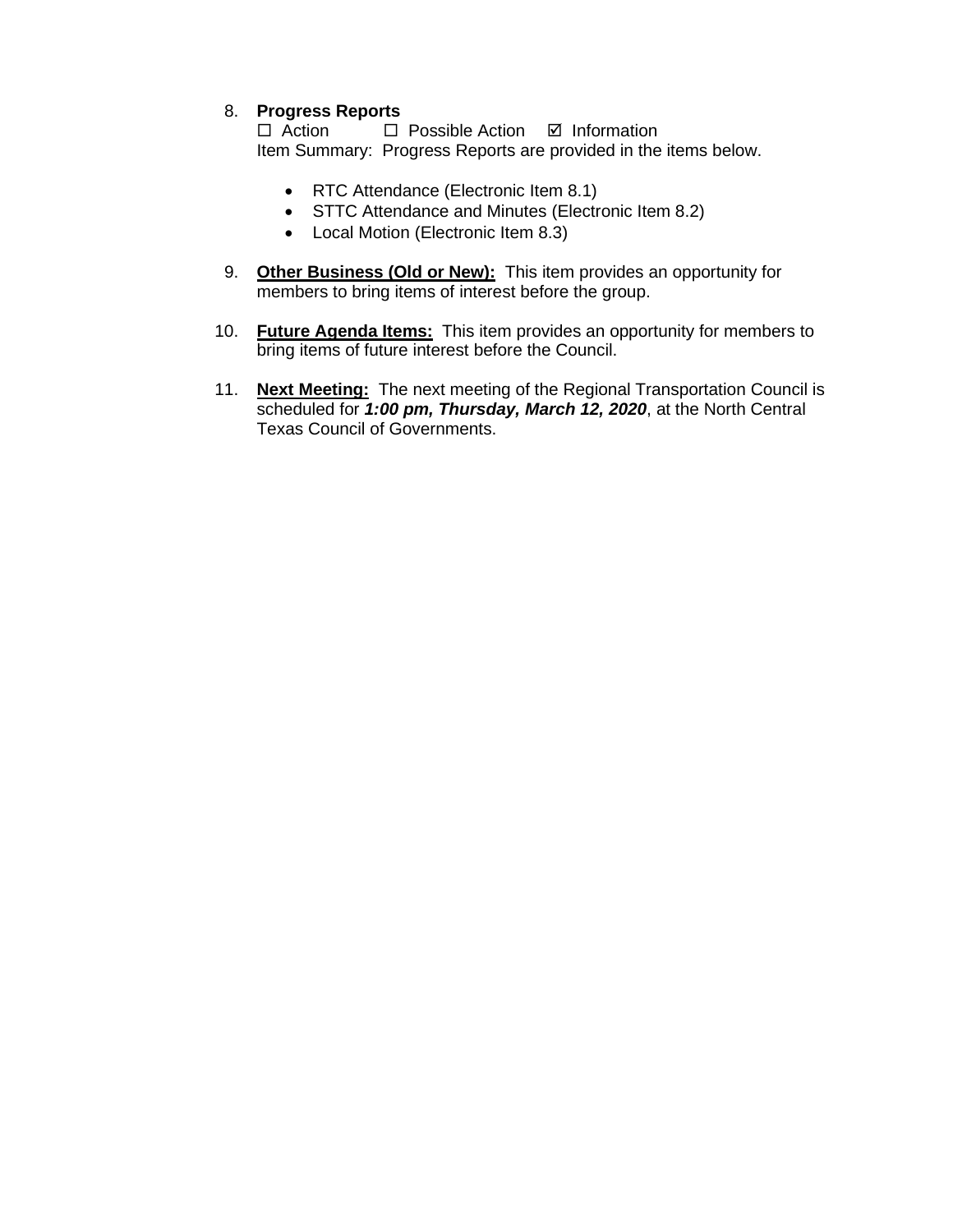8. **Progress Reports**
   ☐ Action ☐ Possible Action ☑ Information
   Item Summary: Progress Reports are provided in the items below.

   - RTC Attendance (Electronic Item 8.1)
   - STTC Attendance and Minutes (Electronic Item 8.2)
   - Local Motion (Electronic Item 8.3)

9. **Other Business (Old or New):** This item provides an opportunity for members to bring items of interest before the group.

10. **Future Agenda Items:** This item provides an opportunity for members to bring items of future interest before the Council.

11. **Next Meeting:** The next meeting of the Regional Transportation Council is scheduled for ***1:00 pm, Thursday, March 12, 2020***, at the North Central Texas Council of Governments.